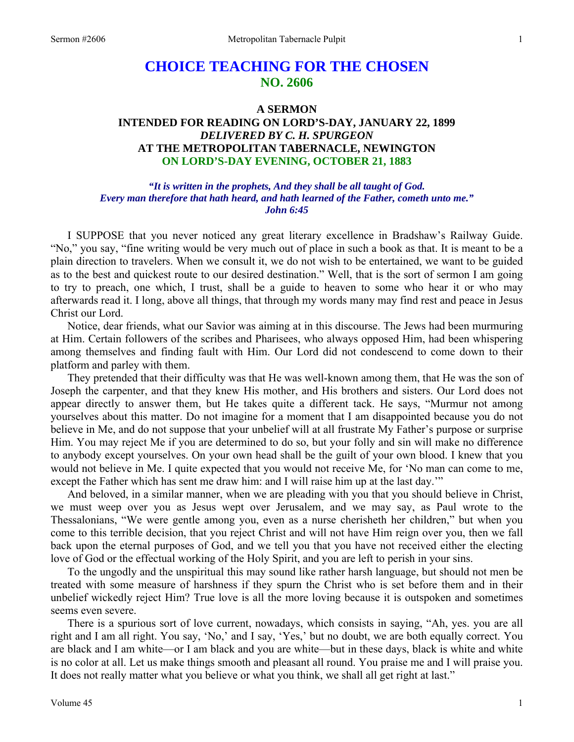# CHOICE TEACHING FOR THE CHOSEN
## NO. 2606

### A SERMON
### INTENDED FOR READING ON LORD'S-DAY, JANUARY 22, 1899
### *DELIVERED BY C. H. SPURGEON*
### AT THE METROPOLITAN TABERNACLE, NEWINGTON
### ON LORD'S-DAY EVENING, OCTOBER 21, 1883

***"It is written in the prophets, And they shall be all taught of God. Every man therefore that hath heard, and hath learned of the Father, cometh unto me." John 6:45***

I SUPPOSE that you never noticed any great literary excellence in Bradshaw's Railway Guide. "No," you say, "fine writing would be very much out of place in such a book as that. It is meant to be a plain direction to travelers. When we consult it, we do not wish to be entertained, we want to be guided as to the best and quickest route to our desired destination." Well, that is the sort of sermon I am going to try to preach, one which, I trust, shall be a guide to heaven to some who hear it or who may afterwards read it. I long, above all things, that through my words many may find rest and peace in Jesus Christ our Lord.

Notice, dear friends, what our Savior was aiming at in this discourse. The Jews had been murmuring at Him. Certain followers of the scribes and Pharisees, who always opposed Him, had been whispering among themselves and finding fault with Him. Our Lord did not condescend to come down to their platform and parley with them.

They pretended that their difficulty was that He was well-known among them, that He was the son of Joseph the carpenter, and that they knew His mother, and His brothers and sisters. Our Lord does not appear directly to answer them, but He takes quite a different tack. He says, "Murmur not among yourselves about this matter. Do not imagine for a moment that I am disappointed because you do not believe in Me, and do not suppose that your unbelief will at all frustrate My Father's purpose or surprise Him. You may reject Me if you are determined to do so, but your folly and sin will make no difference to anybody except yourselves. On your own head shall be the guilt of your own blood. I knew that you would not believe in Me. I quite expected that you would not receive Me, for 'No man can come to me, except the Father which has sent me draw him: and I will raise him up at the last day.'"

And beloved, in a similar manner, when we are pleading with you that you should believe in Christ, we must weep over you as Jesus wept over Jerusalem, and we may say, as Paul wrote to the Thessalonians, "We were gentle among you, even as a nurse cherisheth her children," but when you come to this terrible decision, that you reject Christ and will not have Him reign over you, then we fall back upon the eternal purposes of God, and we tell you that you have not received either the electing love of God or the effectual working of the Holy Spirit, and you are left to perish in your sins.

To the ungodly and the unspiritual this may sound like rather harsh language, but should not men be treated with some measure of harshness if they spurn the Christ who is set before them and in their unbelief wickedly reject Him? True love is all the more loving because it is outspoken and sometimes seems even severe.

There is a spurious sort of love current, nowadays, which consists in saying, "Ah, yes. you are all right and I am all right. You say, 'No,' and I say, 'Yes,' but no doubt, we are both equally correct. You are black and I am white—or I am black and you are white—but in these days, black is white and white is no color at all. Let us make things smooth and pleasant all round. You praise me and I will praise you. It does not really matter what you believe or what you think, we shall all get right at last."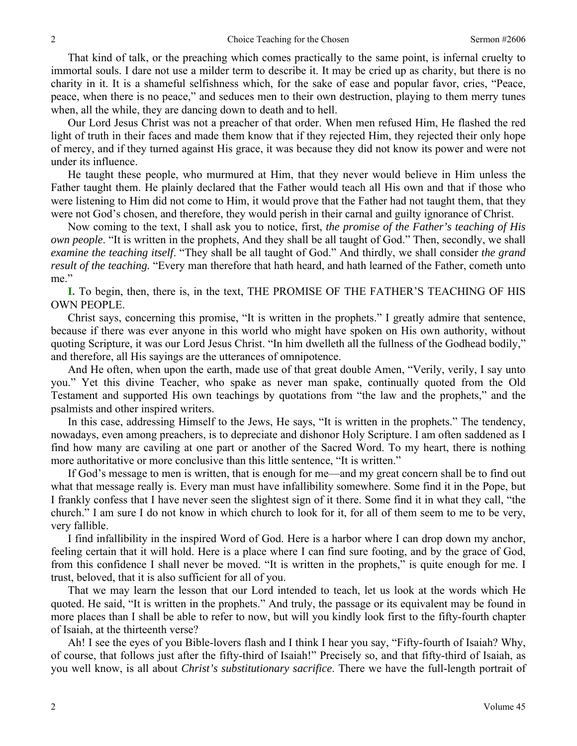That kind of talk, or the preaching which comes practically to the same point, is infernal cruelty to immortal souls. I dare not use a milder term to describe it. It may be cried up as charity, but there is no charity in it. It is a shameful selfishness which, for the sake of ease and popular favor, cries, "Peace, peace, when there is no peace," and seduces men to their own destruction, playing to them merry tunes when, all the while, they are dancing down to death and to hell.

Our Lord Jesus Christ was not a preacher of that order. When men refused Him, He flashed the red light of truth in their faces and made them know that if they rejected Him, they rejected their only hope of mercy, and if they turned against His grace, it was because they did not know its power and were not under its influence.

He taught these people, who murmured at Him, that they never would believe in Him unless the Father taught them. He plainly declared that the Father would teach all His own and that if those who were listening to Him did not come to Him, it would prove that the Father had not taught them, that they were not God's chosen, and therefore, they would perish in their carnal and guilty ignorance of Christ.

Now coming to the text, I shall ask you to notice, first, *the promise of the Father's teaching of His own people*. "It is written in the prophets, And they shall be all taught of God." Then, secondly, we shall *examine the teaching itself*. "They shall be all taught of God." And thirdly, we shall consider *the grand result of the teaching.* "Every man therefore that hath heard, and hath learned of the Father, cometh unto me."

**I.** To begin, then, there is, in the text, THE PROMISE OF THE FATHER'S TEACHING OF HIS OWN PEOPLE.

Christ says, concerning this promise, "It is written in the prophets." I greatly admire that sentence, because if there was ever anyone in this world who might have spoken on His own authority, without quoting Scripture, it was our Lord Jesus Christ. "In him dwelleth all the fullness of the Godhead bodily," and therefore, all His sayings are the utterances of omnipotence.

And He often, when upon the earth, made use of that great double Amen, "Verily, verily, I say unto you." Yet this divine Teacher, who spake as never man spake, continually quoted from the Old Testament and supported His own teachings by quotations from "the law and the prophets," and the psalmists and other inspired writers.

In this case, addressing Himself to the Jews, He says, "It is written in the prophets." The tendency, nowadays, even among preachers, is to depreciate and dishonor Holy Scripture. I am often saddened as I find how many are caviling at one part or another of the Sacred Word. To my heart, there is nothing more authoritative or more conclusive than this little sentence, "It is written."

If God's message to men is written, that is enough for me—and my great concern shall be to find out what that message really is. Every man must have infallibility somewhere. Some find it in the Pope, but I frankly confess that I have never seen the slightest sign of it there. Some find it in what they call, "the church." I am sure I do not know in which church to look for it, for all of them seem to me to be very, very fallible.

I find infallibility in the inspired Word of God. Here is a harbor where I can drop down my anchor, feeling certain that it will hold. Here is a place where I can find sure footing, and by the grace of God, from this confidence I shall never be moved. "It is written in the prophets," is quite enough for me. I trust, beloved, that it is also sufficient for all of you.

That we may learn the lesson that our Lord intended to teach, let us look at the words which He quoted. He said, "It is written in the prophets." And truly, the passage or its equivalent may be found in more places than I shall be able to refer to now, but will you kindly look first to the fifty-fourth chapter of Isaiah, at the thirteenth verse?

Ah! I see the eyes of you Bible-lovers flash and I think I hear you say, "Fifty-fourth of Isaiah? Why, of course, that follows just after the fifty-third of Isaiah!" Precisely so, and that fifty-third of Isaiah, as you well know, is all about *Christ's substitutionary sacrifice*. There we have the full-length portrait of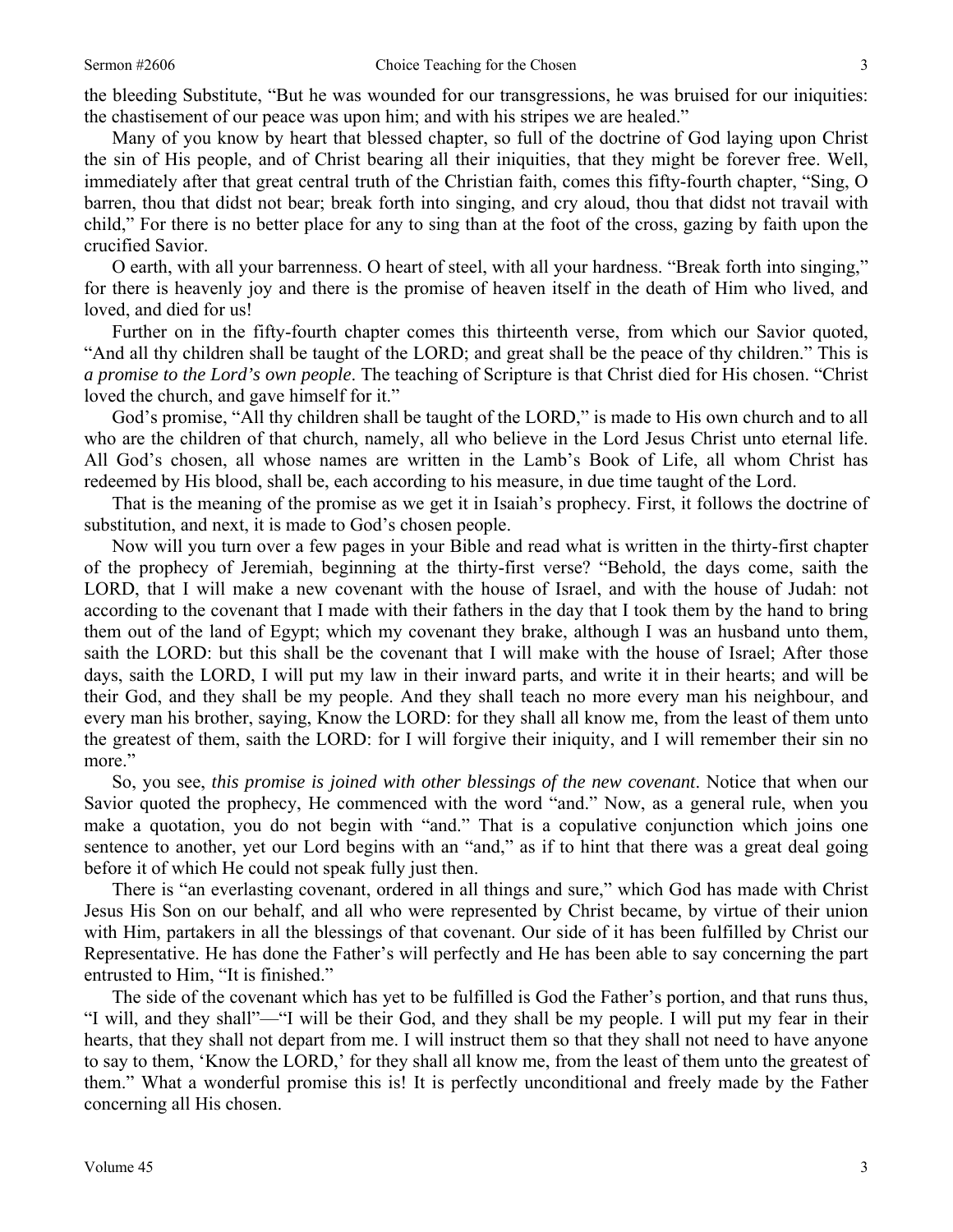the bleeding Substitute, "But he was wounded for our transgressions, he was bruised for our iniquities: the chastisement of our peace was upon him; and with his stripes we are healed."

Many of you know by heart that blessed chapter, so full of the doctrine of God laying upon Christ the sin of His people, and of Christ bearing all their iniquities, that they might be forever free. Well, immediately after that great central truth of the Christian faith, comes this fifty-fourth chapter, "Sing, O barren, thou that didst not bear; break forth into singing, and cry aloud, thou that didst not travail with child," For there is no better place for any to sing than at the foot of the cross, gazing by faith upon the crucified Savior.

O earth, with all your barrenness. O heart of steel, with all your hardness. "Break forth into singing," for there is heavenly joy and there is the promise of heaven itself in the death of Him who lived, and loved, and died for us!

Further on in the fifty-fourth chapter comes this thirteenth verse, from which our Savior quoted, "And all thy children shall be taught of the LORD; and great shall be the peace of thy children." This is *a promise to the Lord's own people*. The teaching of Scripture is that Christ died for His chosen. "Christ loved the church, and gave himself for it."

God's promise, "All thy children shall be taught of the LORD," is made to His own church and to all who are the children of that church, namely, all who believe in the Lord Jesus Christ unto eternal life. All God's chosen, all whose names are written in the Lamb's Book of Life, all whom Christ has redeemed by His blood, shall be, each according to his measure, in due time taught of the Lord.

That is the meaning of the promise as we get it in Isaiah's prophecy. First, it follows the doctrine of substitution, and next, it is made to God's chosen people.

Now will you turn over a few pages in your Bible and read what is written in the thirty-first chapter of the prophecy of Jeremiah, beginning at the thirty-first verse? "Behold, the days come, saith the LORD, that I will make a new covenant with the house of Israel, and with the house of Judah: not according to the covenant that I made with their fathers in the day that I took them by the hand to bring them out of the land of Egypt; which my covenant they brake, although I was an husband unto them, saith the LORD: but this shall be the covenant that I will make with the house of Israel; After those days, saith the LORD, I will put my law in their inward parts, and write it in their hearts; and will be their God, and they shall be my people. And they shall teach no more every man his neighbour, and every man his brother, saying, Know the LORD: for they shall all know me, from the least of them unto the greatest of them, saith the LORD: for I will forgive their iniquity, and I will remember their sin no more."

So, you see, *this promise is joined with other blessings of the new covenant*. Notice that when our Savior quoted the prophecy, He commenced with the word "and." Now, as a general rule, when you make a quotation, you do not begin with "and." That is a copulative conjunction which joins one sentence to another, yet our Lord begins with an "and," as if to hint that there was a great deal going before it of which He could not speak fully just then.

There is "an everlasting covenant, ordered in all things and sure," which God has made with Christ Jesus His Son on our behalf, and all who were represented by Christ became, by virtue of their union with Him, partakers in all the blessings of that covenant. Our side of it has been fulfilled by Christ our Representative. He has done the Father's will perfectly and He has been able to say concerning the part entrusted to Him, "It is finished."

The side of the covenant which has yet to be fulfilled is God the Father's portion, and that runs thus, "I will, and they shall"—"I will be their God, and they shall be my people. I will put my fear in their hearts, that they shall not depart from me. I will instruct them so that they shall not need to have anyone to say to them, 'Know the LORD,' for they shall all know me, from the least of them unto the greatest of them." What a wonderful promise this is! It is perfectly unconditional and freely made by the Father concerning all His chosen.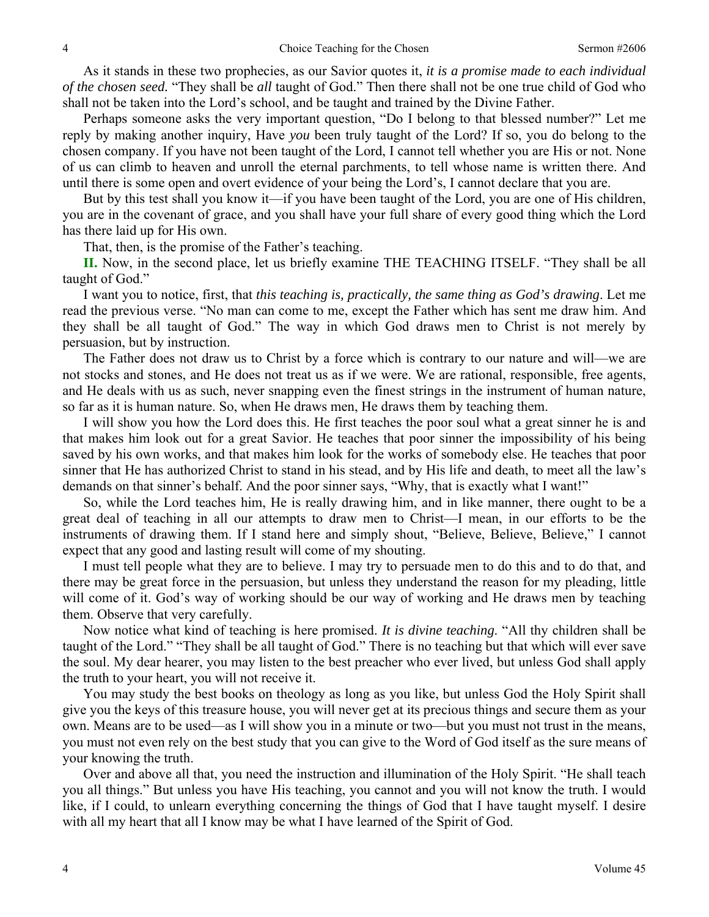As it stands in these two prophecies, as our Savior quotes it, *it is a promise made to each individual of the chosen seed.* "They shall be *all* taught of God." Then there shall not be one true child of God who shall not be taken into the Lord's school, and be taught and trained by the Divine Father.

Perhaps someone asks the very important question, "Do I belong to that blessed number?" Let me reply by making another inquiry, Have *you* been truly taught of the Lord? If so, you do belong to the chosen company. If you have not been taught of the Lord, I cannot tell whether you are His or not. None of us can climb to heaven and unroll the eternal parchments, to tell whose name is written there. And until there is some open and overt evidence of your being the Lord's, I cannot declare that you are.

But by this test shall you know it—if you have been taught of the Lord, you are one of His children, you are in the covenant of grace, and you shall have your full share of every good thing which the Lord has there laid up for His own.

That, then, is the promise of the Father's teaching.

**II.** Now, in the second place, let us briefly examine THE TEACHING ITSELF. "They shall be all taught of God."

I want you to notice, first, that *this teaching is, practically, the same thing as God's drawing*. Let me read the previous verse. "No man can come to me, except the Father which has sent me draw him. And they shall be all taught of God." The way in which God draws men to Christ is not merely by persuasion, but by instruction.

The Father does not draw us to Christ by a force which is contrary to our nature and will—we are not stocks and stones, and He does not treat us as if we were. We are rational, responsible, free agents, and He deals with us as such, never snapping even the finest strings in the instrument of human nature, so far as it is human nature. So, when He draws men, He draws them by teaching them.

I will show you how the Lord does this. He first teaches the poor soul what a great sinner he is and that makes him look out for a great Savior. He teaches that poor sinner the impossibility of his being saved by his own works, and that makes him look for the works of somebody else. He teaches that poor sinner that He has authorized Christ to stand in his stead, and by His life and death, to meet all the law's demands on that sinner's behalf. And the poor sinner says, "Why, that is exactly what I want!"

So, while the Lord teaches him, He is really drawing him, and in like manner, there ought to be a great deal of teaching in all our attempts to draw men to Christ—I mean, in our efforts to be the instruments of drawing them. If I stand here and simply shout, "Believe, Believe, Believe," I cannot expect that any good and lasting result will come of my shouting.

I must tell people what they are to believe. I may try to persuade men to do this and to do that, and there may be great force in the persuasion, but unless they understand the reason for my pleading, little will come of it. God's way of working should be our way of working and He draws men by teaching them. Observe that very carefully.

Now notice what kind of teaching is here promised. *It is divine teaching.* "All thy children shall be taught of the Lord." "They shall be all taught of God." There is no teaching but that which will ever save the soul. My dear hearer, you may listen to the best preacher who ever lived, but unless God shall apply the truth to your heart, you will not receive it.

You may study the best books on theology as long as you like, but unless God the Holy Spirit shall give you the keys of this treasure house, you will never get at its precious things and secure them as your own. Means are to be used—as I will show you in a minute or two—but you must not trust in the means, you must not even rely on the best study that you can give to the Word of God itself as the sure means of your knowing the truth.

Over and above all that, you need the instruction and illumination of the Holy Spirit. "He shall teach you all things." But unless you have His teaching, you cannot and you will not know the truth. I would like, if I could, to unlearn everything concerning the things of God that I have taught myself. I desire with all my heart that all I know may be what I have learned of the Spirit of God.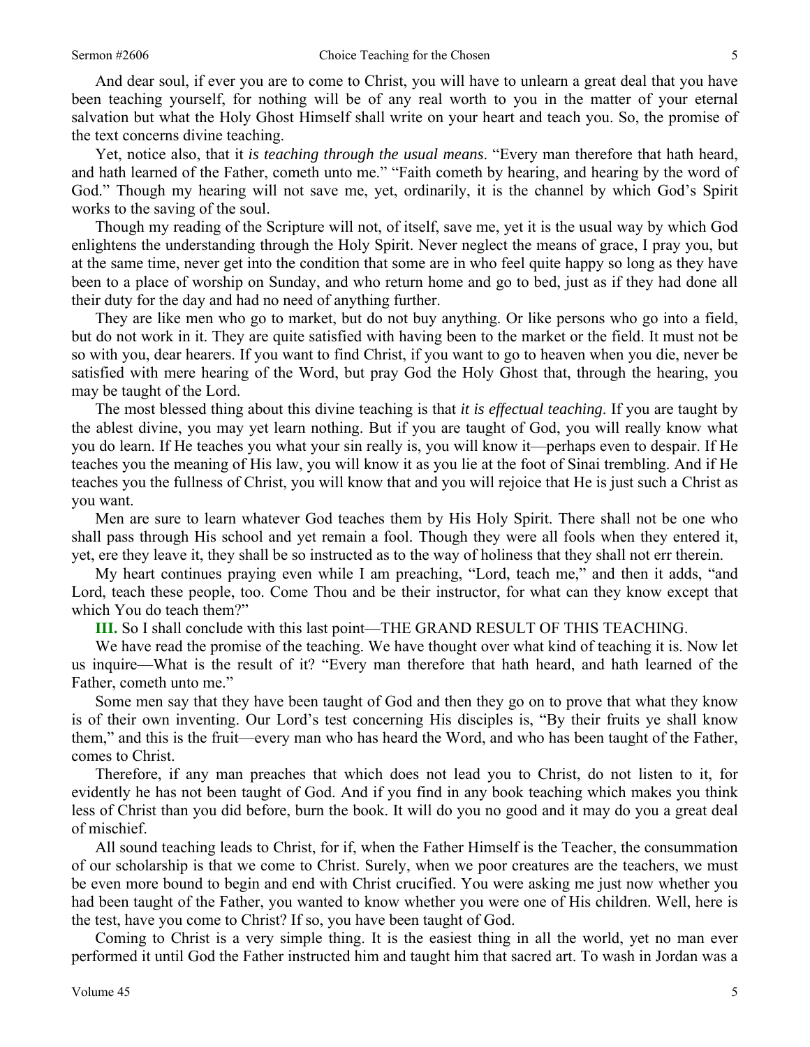And dear soul, if ever you are to come to Christ, you will have to unlearn a great deal that you have been teaching yourself, for nothing will be of any real worth to you in the matter of your eternal salvation but what the Holy Ghost Himself shall write on your heart and teach you. So, the promise of the text concerns divine teaching.

Yet, notice also, that it *is teaching through the usual means*. "Every man therefore that hath heard, and hath learned of the Father, cometh unto me." "Faith cometh by hearing, and hearing by the word of God." Though my hearing will not save me, yet, ordinarily, it is the channel by which God's Spirit works to the saving of the soul.

Though my reading of the Scripture will not, of itself, save me, yet it is the usual way by which God enlightens the understanding through the Holy Spirit. Never neglect the means of grace, I pray you, but at the same time, never get into the condition that some are in who feel quite happy so long as they have been to a place of worship on Sunday, and who return home and go to bed, just as if they had done all their duty for the day and had no need of anything further.

They are like men who go to market, but do not buy anything. Or like persons who go into a field, but do not work in it. They are quite satisfied with having been to the market or the field. It must not be so with you, dear hearers. If you want to find Christ, if you want to go to heaven when you die, never be satisfied with mere hearing of the Word, but pray God the Holy Ghost that, through the hearing, you may be taught of the Lord.

The most blessed thing about this divine teaching is that *it is effectual teaching*. If you are taught by the ablest divine, you may yet learn nothing. But if you are taught of God, you will really know what you do learn. If He teaches you what your sin really is, you will know it—perhaps even to despair. If He teaches you the meaning of His law, you will know it as you lie at the foot of Sinai trembling. And if He teaches you the fullness of Christ, you will know that and you will rejoice that He is just such a Christ as you want.

Men are sure to learn whatever God teaches them by His Holy Spirit. There shall not be one who shall pass through His school and yet remain a fool. Though they were all fools when they entered it, yet, ere they leave it, they shall be so instructed as to the way of holiness that they shall not err therein.

My heart continues praying even while I am preaching, "Lord, teach me," and then it adds, "and Lord, teach these people, too. Come Thou and be their instructor, for what can they know except that which You do teach them?"

**III.** So I shall conclude with this last point—THE GRAND RESULT OF THIS TEACHING.

We have read the promise of the teaching. We have thought over what kind of teaching it is. Now let us inquire—What is the result of it? "Every man therefore that hath heard, and hath learned of the Father, cometh unto me."

Some men say that they have been taught of God and then they go on to prove that what they know is of their own inventing. Our Lord's test concerning His disciples is, "By their fruits ye shall know them," and this is the fruit—every man who has heard the Word, and who has been taught of the Father, comes to Christ.

Therefore, if any man preaches that which does not lead you to Christ, do not listen to it, for evidently he has not been taught of God. And if you find in any book teaching which makes you think less of Christ than you did before, burn the book. It will do you no good and it may do you a great deal of mischief.

All sound teaching leads to Christ, for if, when the Father Himself is the Teacher, the consummation of our scholarship is that we come to Christ. Surely, when we poor creatures are the teachers, we must be even more bound to begin and end with Christ crucified. You were asking me just now whether you had been taught of the Father, you wanted to know whether you were one of His children. Well, here is the test, have you come to Christ? If so, you have been taught of God.

Coming to Christ is a very simple thing. It is the easiest thing in all the world, yet no man ever performed it until God the Father instructed him and taught him that sacred art. To wash in Jordan was a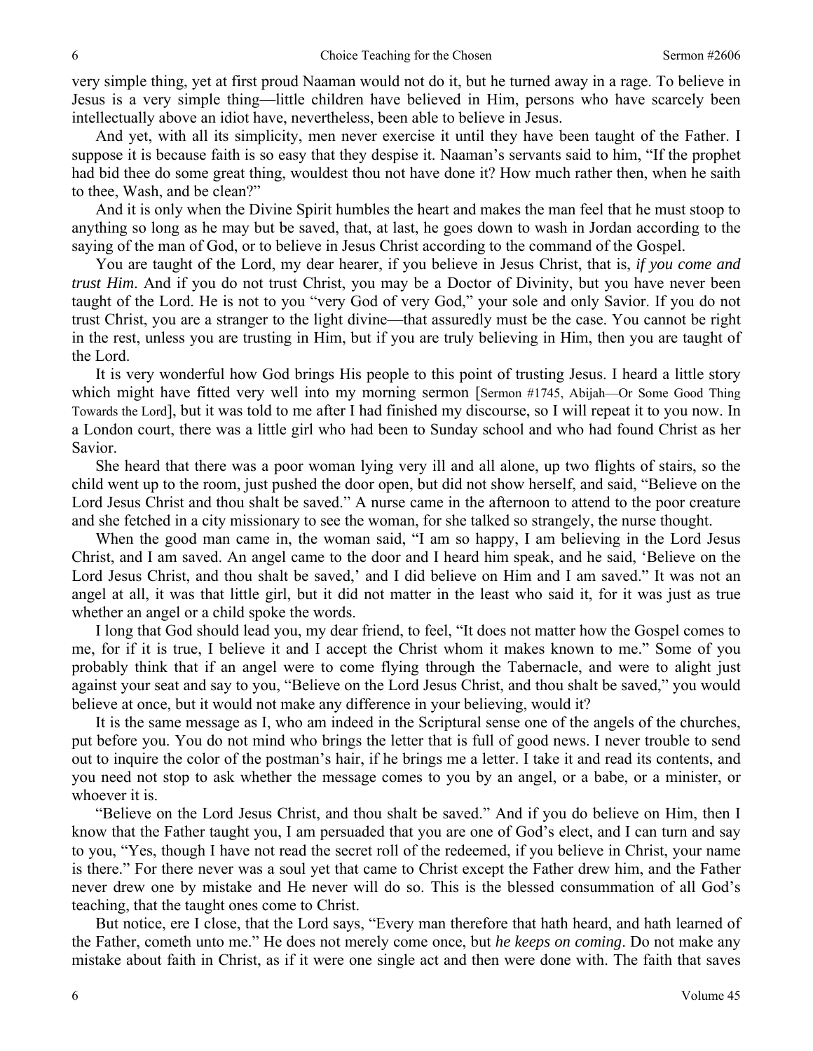very simple thing, yet at first proud Naaman would not do it, but he turned away in a rage. To believe in Jesus is a very simple thing—little children have believed in Him, persons who have scarcely been intellectually above an idiot have, nevertheless, been able to believe in Jesus.

And yet, with all its simplicity, men never exercise it until they have been taught of the Father. I suppose it is because faith is so easy that they despise it. Naaman's servants said to him, "If the prophet had bid thee do some great thing, wouldest thou not have done it? How much rather then, when he saith to thee, Wash, and be clean?"

And it is only when the Divine Spirit humbles the heart and makes the man feel that he must stoop to anything so long as he may but be saved, that, at last, he goes down to wash in Jordan according to the saying of the man of God, or to believe in Jesus Christ according to the command of the Gospel.

You are taught of the Lord, my dear hearer, if you believe in Jesus Christ, that is, *if you come and trust Him*. And if you do not trust Christ, you may be a Doctor of Divinity, but you have never been taught of the Lord. He is not to you "very God of very God," your sole and only Savior. If you do not trust Christ, you are a stranger to the light divine—that assuredly must be the case. You cannot be right in the rest, unless you are trusting in Him, but if you are truly believing in Him, then you are taught of the Lord.

It is very wonderful how God brings His people to this point of trusting Jesus. I heard a little story which might have fitted very well into my morning sermon [Sermon #1745, Abijah—Or Some Good Thing Towards the Lord], but it was told to me after I had finished my discourse, so I will repeat it to you now. In a London court, there was a little girl who had been to Sunday school and who had found Christ as her Savior.

She heard that there was a poor woman lying very ill and all alone, up two flights of stairs, so the child went up to the room, just pushed the door open, but did not show herself, and said, "Believe on the Lord Jesus Christ and thou shalt be saved." A nurse came in the afternoon to attend to the poor creature and she fetched in a city missionary to see the woman, for she talked so strangely, the nurse thought.

When the good man came in, the woman said, "I am so happy, I am believing in the Lord Jesus Christ, and I am saved. An angel came to the door and I heard him speak, and he said, 'Believe on the Lord Jesus Christ, and thou shalt be saved,' and I did believe on Him and I am saved." It was not an angel at all, it was that little girl, but it did not matter in the least who said it, for it was just as true whether an angel or a child spoke the words.

I long that God should lead you, my dear friend, to feel, "It does not matter how the Gospel comes to me, for if it is true, I believe it and I accept the Christ whom it makes known to me." Some of you probably think that if an angel were to come flying through the Tabernacle, and were to alight just against your seat and say to you, "Believe on the Lord Jesus Christ, and thou shalt be saved," you would believe at once, but it would not make any difference in your believing, would it?

It is the same message as I, who am indeed in the Scriptural sense one of the angels of the churches, put before you. You do not mind who brings the letter that is full of good news. I never trouble to send out to inquire the color of the postman's hair, if he brings me a letter. I take it and read its contents, and you need not stop to ask whether the message comes to you by an angel, or a babe, or a minister, or whoever it is.

"Believe on the Lord Jesus Christ, and thou shalt be saved." And if you do believe on Him, then I know that the Father taught you, I am persuaded that you are one of God's elect, and I can turn and say to you, "Yes, though I have not read the secret roll of the redeemed, if you believe in Christ, your name is there." For there never was a soul yet that came to Christ except the Father drew him, and the Father never drew one by mistake and He never will do so. This is the blessed consummation of all God's teaching, that the taught ones come to Christ.

But notice, ere I close, that the Lord says, "Every man therefore that hath heard, and hath learned of the Father, cometh unto me." He does not merely come once, but *he keeps on coming*. Do not make any mistake about faith in Christ, as if it were one single act and then were done with. The faith that saves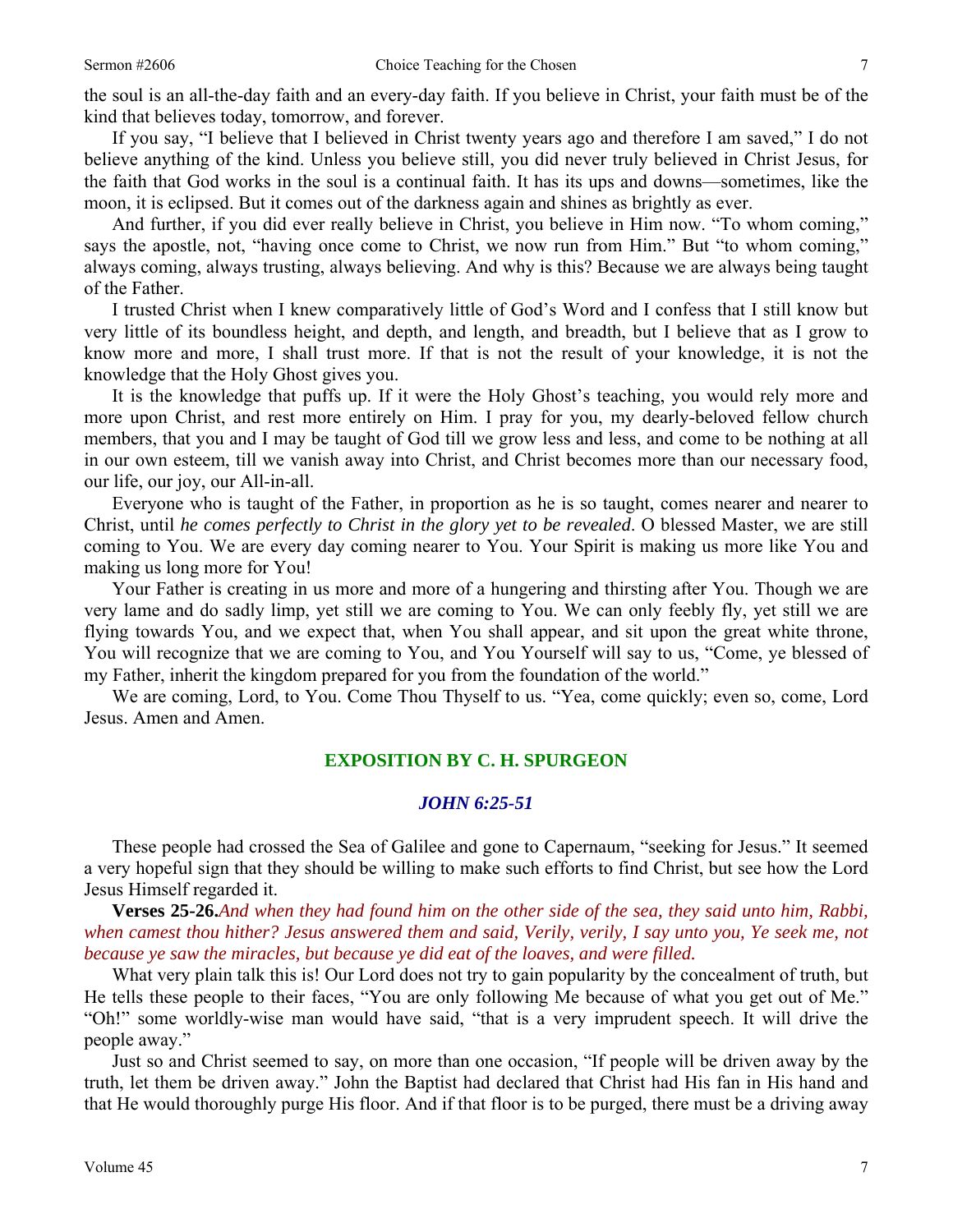the soul is an all-the-day faith and an every-day faith. If you believe in Christ, your faith must be of the kind that believes today, tomorrow, and forever.

If you say, "I believe that I believed in Christ twenty years ago and therefore I am saved," I do not believe anything of the kind. Unless you believe still, you did never truly believed in Christ Jesus, for the faith that God works in the soul is a continual faith. It has its ups and downs—sometimes, like the moon, it is eclipsed. But it comes out of the darkness again and shines as brightly as ever.

And further, if you did ever really believe in Christ, you believe in Him now. "To whom coming," says the apostle, not, "having once come to Christ, we now run from Him." But "to whom coming," always coming, always trusting, always believing. And why is this? Because we are always being taught of the Father.

I trusted Christ when I knew comparatively little of God's Word and I confess that I still know but very little of its boundless height, and depth, and length, and breadth, but I believe that as I grow to know more and more, I shall trust more. If that is not the result of your knowledge, it is not the knowledge that the Holy Ghost gives you.

It is the knowledge that puffs up. If it were the Holy Ghost's teaching, you would rely more and more upon Christ, and rest more entirely on Him. I pray for you, my dearly-beloved fellow church members, that you and I may be taught of God till we grow less and less, and come to be nothing at all in our own esteem, till we vanish away into Christ, and Christ becomes more than our necessary food, our life, our joy, our All-in-all.

Everyone who is taught of the Father, in proportion as he is so taught, comes nearer and nearer to Christ, until *he comes perfectly to Christ in the glory yet to be revealed*. O blessed Master, we are still coming to You. We are every day coming nearer to You. Your Spirit is making us more like You and making us long more for You!

Your Father is creating in us more and more of a hungering and thirsting after You. Though we are very lame and do sadly limp, yet still we are coming to You. We can only feebly fly, yet still we are flying towards You, and we expect that, when You shall appear, and sit upon the great white throne, You will recognize that we are coming to You, and You Yourself will say to us, "Come, ye blessed of my Father, inherit the kingdom prepared for you from the foundation of the world."

We are coming, Lord, to You. Come Thou Thyself to us. "Yea, come quickly; even so, come, Lord Jesus. Amen and Amen.

## EXPOSITION BY C. H. SPURGEON

### *JOHN 6:25-51*

These people had crossed the Sea of Galilee and gone to Capernaum, "seeking for Jesus." It seemed a very hopeful sign that they should be willing to make such efforts to find Christ, but see how the Lord Jesus Himself regarded it.

**Verses 25-26.** *And when they had found him on the other side of the sea, they said unto him, Rabbi, when camest thou hither? Jesus answered them and said, Verily, verily, I say unto you, Ye seek me, not because ye saw the miracles, but because ye did eat of the loaves, and were filled.*

What very plain talk this is! Our Lord does not try to gain popularity by the concealment of truth, but He tells these people to their faces, "You are only following Me because of what you get out of Me." "Oh!" some worldly-wise man would have said, "that is a very imprudent speech. It will drive the people away."

Just so and Christ seemed to say, on more than one occasion, "If people will be driven away by the truth, let them be driven away." John the Baptist had declared that Christ had His fan in His hand and that He would thoroughly purge His floor. And if that floor is to be purged, there must be a driving away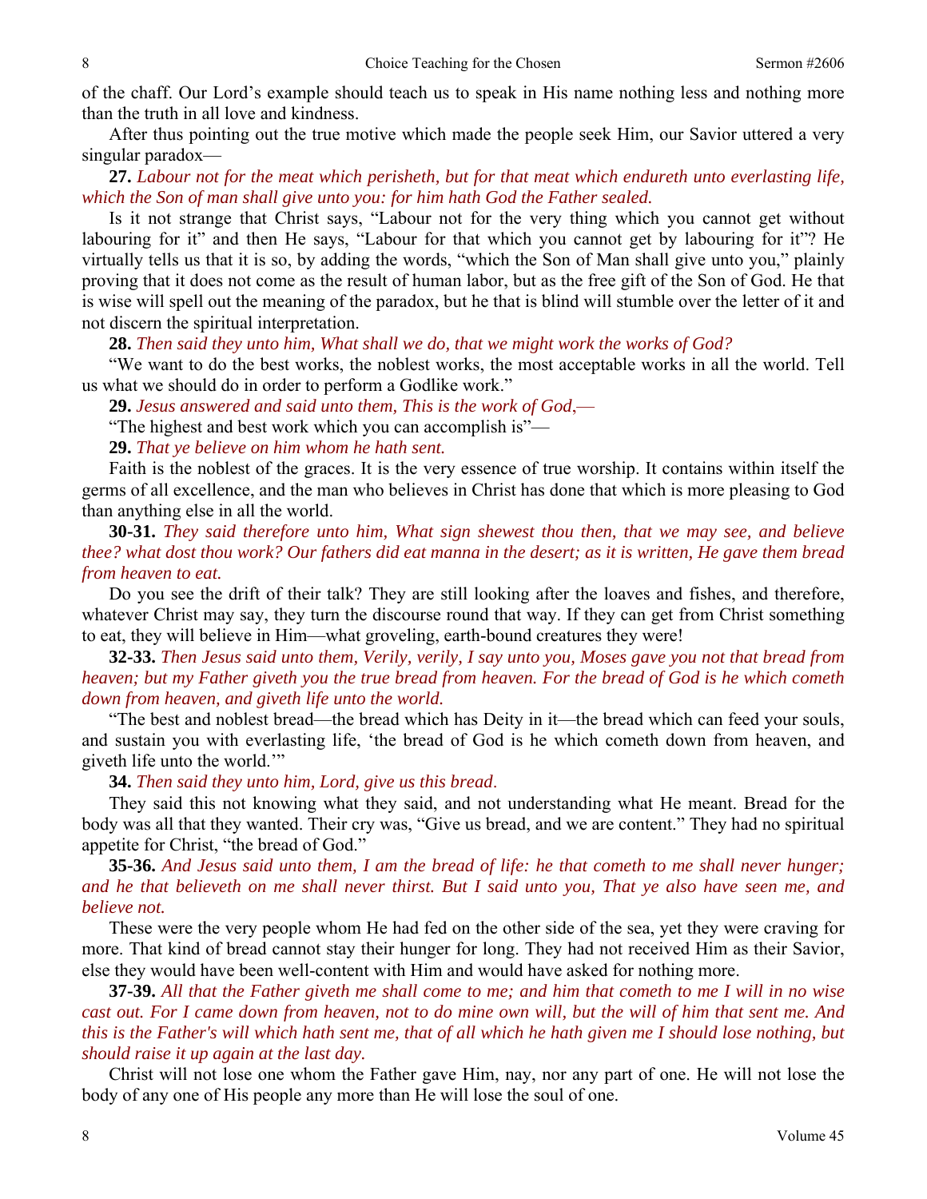of the chaff. Our Lord's example should teach us to speak in His name nothing less and nothing more than the truth in all love and kindness.

After thus pointing out the true motive which made the people seek Him, our Savior uttered a very singular paradox—

**27.** *Labour not for the meat which perisheth, but for that meat which endureth unto everlasting life, which the Son of man shall give unto you: for him hath God the Father sealed.*

Is it not strange that Christ says, "Labour not for the very thing which you cannot get without labouring for it" and then He says, "Labour for that which you cannot get by labouring for it"? He virtually tells us that it is so, by adding the words, "which the Son of Man shall give unto you," plainly proving that it does not come as the result of human labor, but as the free gift of the Son of God. He that is wise will spell out the meaning of the paradox, but he that is blind will stumble over the letter of it and not discern the spiritual interpretation.

**28.** *Then said they unto him, What shall we do, that we might work the works of God?*

"We want to do the best works, the noblest works, the most acceptable works in all the world. Tell us what we should do in order to perform a Godlike work."

**29.** *Jesus answered and said unto them, This is the work of God,*—

"The highest and best work which you can accomplish is"—

**29.** *That ye believe on him whom he hath sent.*

Faith is the noblest of the graces. It is the very essence of true worship. It contains within itself the germs of all excellence, and the man who believes in Christ has done that which is more pleasing to God than anything else in all the world.

**30-31.** *They said therefore unto him, What sign shewest thou then, that we may see, and believe thee? what dost thou work? Our fathers did eat manna in the desert; as it is written, He gave them bread from heaven to eat.*

Do you see the drift of their talk? They are still looking after the loaves and fishes, and therefore, whatever Christ may say, they turn the discourse round that way. If they can get from Christ something to eat, they will believe in Him—what groveling, earth-bound creatures they were!

**32-33.** *Then Jesus said unto them, Verily, verily, I say unto you, Moses gave you not that bread from heaven; but my Father giveth you the true bread from heaven. For the bread of God is he which cometh down from heaven, and giveth life unto the world.*

"The best and noblest bread—the bread which has Deity in it—the bread which can feed your souls, and sustain you with everlasting life, 'the bread of God is he which cometh down from heaven, and giveth life unto the world.'"

**34.** *Then said they unto him, Lord, give us this bread.*

They said this not knowing what they said, and not understanding what He meant. Bread for the body was all that they wanted. Their cry was, "Give us bread, and we are content." They had no spiritual appetite for Christ, "the bread of God."

**35-36.** *And Jesus said unto them, I am the bread of life: he that cometh to me shall never hunger; and he that believeth on me shall never thirst. But I said unto you, That ye also have seen me, and believe not.*

These were the very people whom He had fed on the other side of the sea, yet they were craving for more. That kind of bread cannot stay their hunger for long. They had not received Him as their Savior, else they would have been well-content with Him and would have asked for nothing more.

**37-39.** *All that the Father giveth me shall come to me; and him that cometh to me I will in no wise cast out. For I came down from heaven, not to do mine own will, but the will of him that sent me. And this is the Father's will which hath sent me, that of all which he hath given me I should lose nothing, but should raise it up again at the last day.*

Christ will not lose one whom the Father gave Him, nay, nor any part of one. He will not lose the body of any one of His people any more than He will lose the soul of one.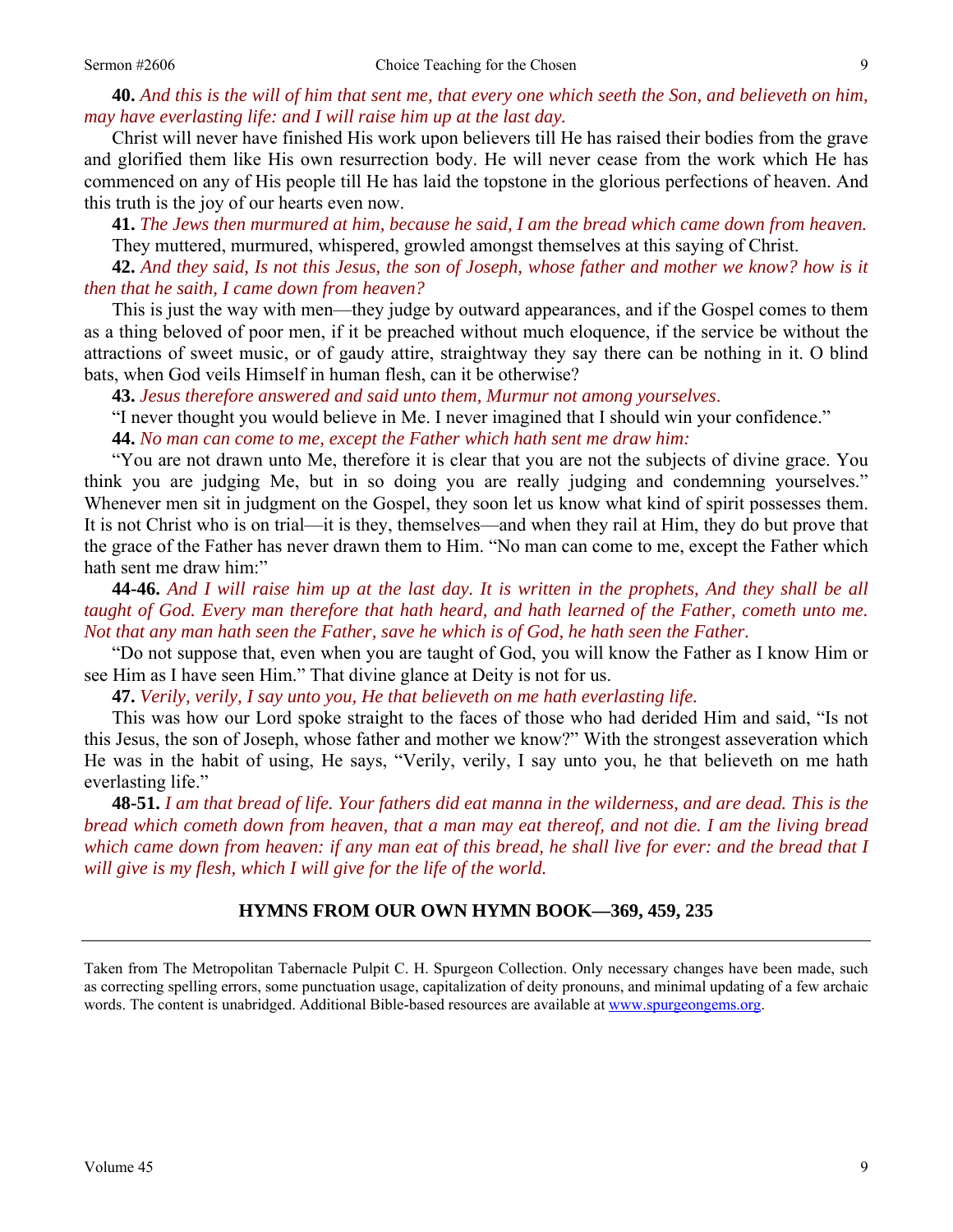**40.** *And this is the will of him that sent me, that every one which seeth the Son, and believeth on him, may have everlasting life: and I will raise him up at the last day.*

Christ will never have finished His work upon believers till He has raised their bodies from the grave and glorified them like His own resurrection body. He will never cease from the work which He has commenced on any of His people till He has laid the topstone in the glorious perfections of heaven. And this truth is the joy of our hearts even now.

**41.** *The Jews then murmured at him, because he said, I am the bread which came down from heaven.*

They muttered, murmured, whispered, growled amongst themselves at this saying of Christ.

**42.** *And they said, Is not this Jesus, the son of Joseph, whose father and mother we know? how is it then that he saith, I came down from heaven?*

This is just the way with men—they judge by outward appearances, and if the Gospel comes to them as a thing beloved of poor men, if it be preached without much eloquence, if the service be without the attractions of sweet music, or of gaudy attire, straightway they say there can be nothing in it. O blind bats, when God veils Himself in human flesh, can it be otherwise?

**43.** *Jesus therefore answered and said unto them, Murmur not among yourselves.*

"I never thought you would believe in Me. I never imagined that I should win your confidence."

**44.** *No man can come to me, except the Father which hath sent me draw him:*

"You are not drawn unto Me, therefore it is clear that you are not the subjects of divine grace. You think you are judging Me, but in so doing you are really judging and condemning yourselves." Whenever men sit in judgment on the Gospel, they soon let us know what kind of spirit possesses them. It is not Christ who is on trial—it is they, themselves—and when they rail at Him, they do but prove that the grace of the Father has never drawn them to Him. "No man can come to me, except the Father which hath sent me draw him:"

**44-46.** *And I will raise him up at the last day. It is written in the prophets, And they shall be all taught of God. Every man therefore that hath heard, and hath learned of the Father, cometh unto me. Not that any man hath seen the Father, save he which is of God, he hath seen the Father.*

"Do not suppose that, even when you are taught of God, you will know the Father as I know Him or see Him as I have seen Him." That divine glance at Deity is not for us.

**47.** *Verily, verily, I say unto you, He that believeth on me hath everlasting life.*

This was how our Lord spoke straight to the faces of those who had derided Him and said, "Is not this Jesus, the son of Joseph, whose father and mother we know?" With the strongest asseveration which He was in the habit of using, He says, "Verily, verily, I say unto you, he that believeth on me hath everlasting life."

**48-51.** *I am that bread of life. Your fathers did eat manna in the wilderness, and are dead. This is the bread which cometh down from heaven, that a man may eat thereof, and not die. I am the living bread which came down from heaven: if any man eat of this bread, he shall live for ever: and the bread that I will give is my flesh, which I will give for the life of the world.*

## HYMNS FROM OUR OWN HYMN BOOK—369, 459, 235

---

Taken from The Metropolitan Tabernacle Pulpit C. H. Spurgeon Collection. Only necessary changes have been made, such as correcting spelling errors, some punctuation usage, capitalization of deity pronouns, and minimal updating of a few archaic words. The content is unabridged. Additional Bible-based resources are available at www.spurgeongems.org.